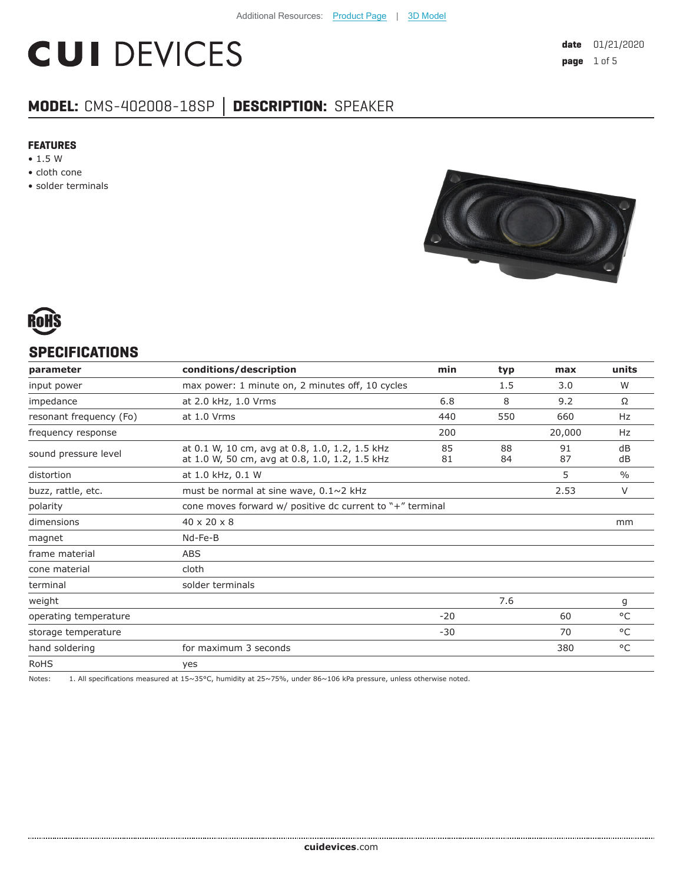Additional Resources: Product Page | 3D Model

# CUI DEVICES

**date** 01/21/2020

## MODEL: CMS-402008-18SP │ DESCRIPTION: SPEAKER

### FEATURES

- 1.5 W
- cloth cone
- solder terminals

RoHS

## SPECIFICATIONS

| parameter | conditions/description | min | typ | max | units |
|---|---|---|---|---|---|
| input power | max power: 1 minute on, 2 minutes off, 10 cycles | | 1.5 | 3.0 | W |
| impedance | at 2.0 kHz, 1.0 Vrms | 6.8 | 8 | 9.2 | Ω |
| resonant frequency (Fo) | at 1.0 Vrms | 440 | 550 | 660 | Hz |
| frequency response | | 200 | | 20,000 | Hz |
| sound pressure level | at 0.1 W, 10 cm, avg at 0.8, 1.0, 1.2, 1.5 kHz<br>at 1.0 W, 50 cm, avg at 0.8, 1.0, 1.2, 1.5 kHz | 85<br>81 | 88<br>84 | 91<br>87 | dB<br>dB |
| distortion | at 1.0 kHz, 0.1 W | | | 5 | % |
| buzz, rattle, etc. | must be normal at sine wave, 0.1~2 kHz | | | 2.53 | V |
| polarity | cone moves forward w/ positive dc current to "+" terminal | | | | |
| dimensions | 40 x 20 x 8 | | | | mm |
| magnet | Nd-Fe-B | | | | |
| frame material | ABS | | | | |
| cone material | cloth | | | | |
| terminal | solder terminals | | | | |
| weight | | | 7.6 | | g |
| operating temperature | | -20 | | 60 | °C |
| storage temperature | | -30 | | 70 | °C |
| hand soldering | for maximum 3 seconds | | | 380 | °C |
| RoHS | yes | | | | |

Notes: 1. All specifications measured at 15~35°C, humidity at 25~75%, under 86~106 kPa pressure, unless otherwise noted.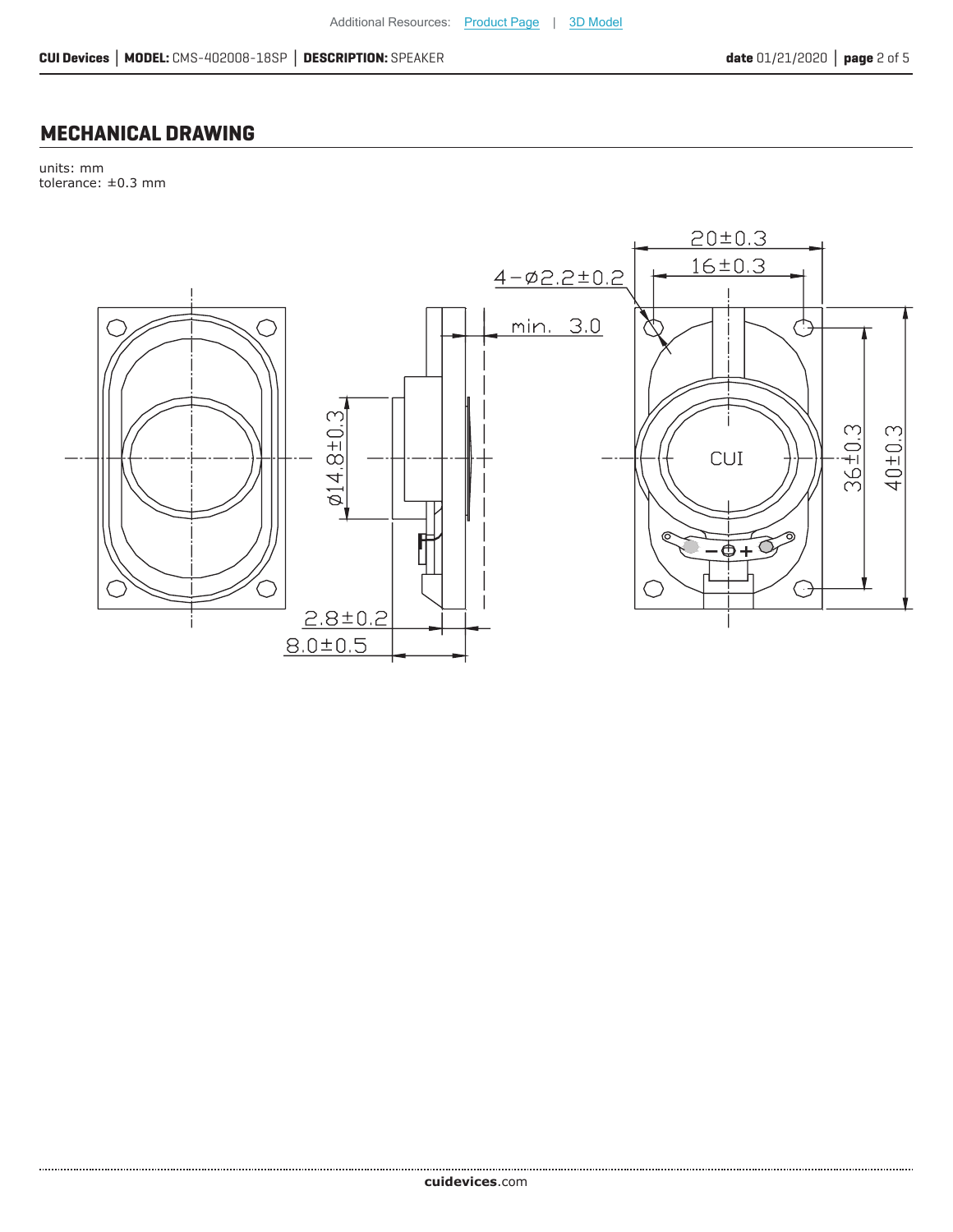## MECHANICAL DRAWING

units: mm
tolerance: ±0.3 mm

20±0.3
16±0.3
4−ø2.2±0.2
min. 3.0
ø14.8±0.3
CUI
36±0.3
40±0.3
2.8±0.2
8.0±0.5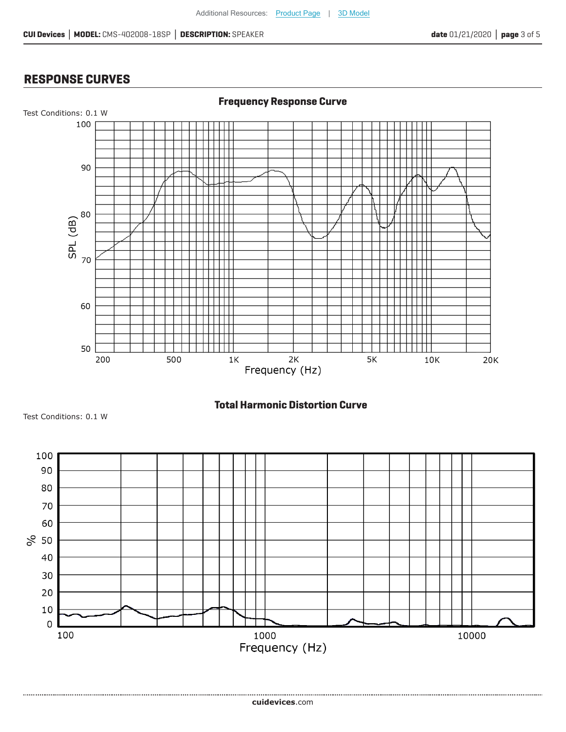## RESPONSE CURVES

**Frequency Response Curve**

Test Conditions: 0.1 W

**Total Harmonic Distortion Curve**

Test Conditions: 0.1 W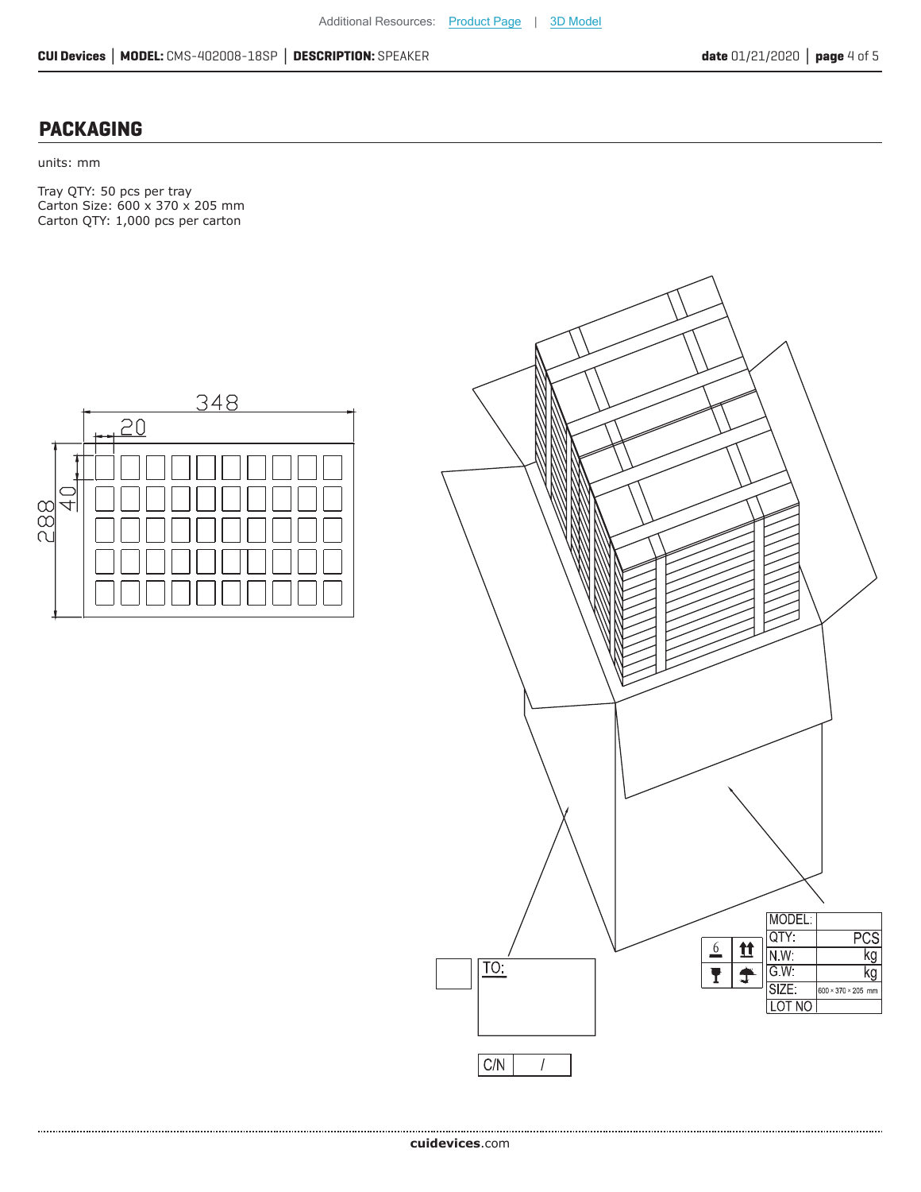## PACKAGING

units: mm

Tray QTY: 50 pcs per tray
Carton Size: 600 x 370 x 205 mm
Carton QTY: 1,000 pcs per carton

348

20

288

40

| MODEL: | |
|---|---|
| QTY: | PCS |
| N.W: | kg |
| G.W: | kg |
| SIZE: | 600 × 370 × 205 mm |
| LOT NO | |

TO:

C/N /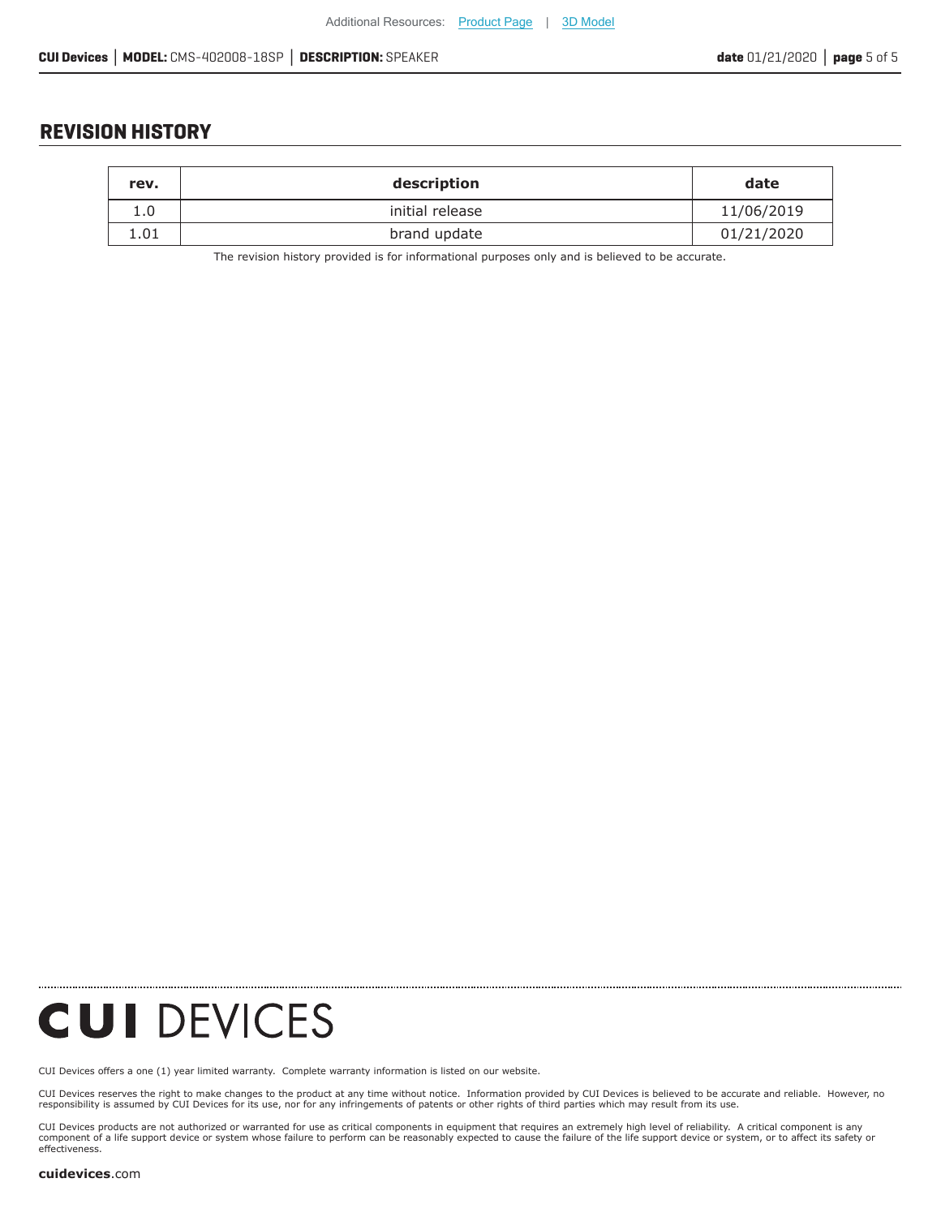## REVISION HISTORY

| rev. | description | date |
|---|---|---|
| 1.0 | initial release | 11/06/2019 |
| 1.01 | brand update | 01/21/2020 |

The revision history provided is for informational purposes only and is believed to be accurate.

**CUI DEVICES**

CUI Devices offers a one (1) year limited warranty. Complete warranty information is listed on our website.

CUI Devices reserves the right to make changes to the product at any time without notice. Information provided by CUI Devices is believed to be accurate and reliable. However, no responsibility is assumed by CUI Devices for its use, nor for any infringements of patents or other rights of third parties which may result from its use.

CUI Devices products are not authorized or warranted for use as critical components in equipment that requires an extremely high level of reliability. A critical component is any component of a life support device or system whose failure to perform can be reasonably expected to cause the failure of the life support device or system, or to affect its safety or effectiveness.

**cuidevices**.com